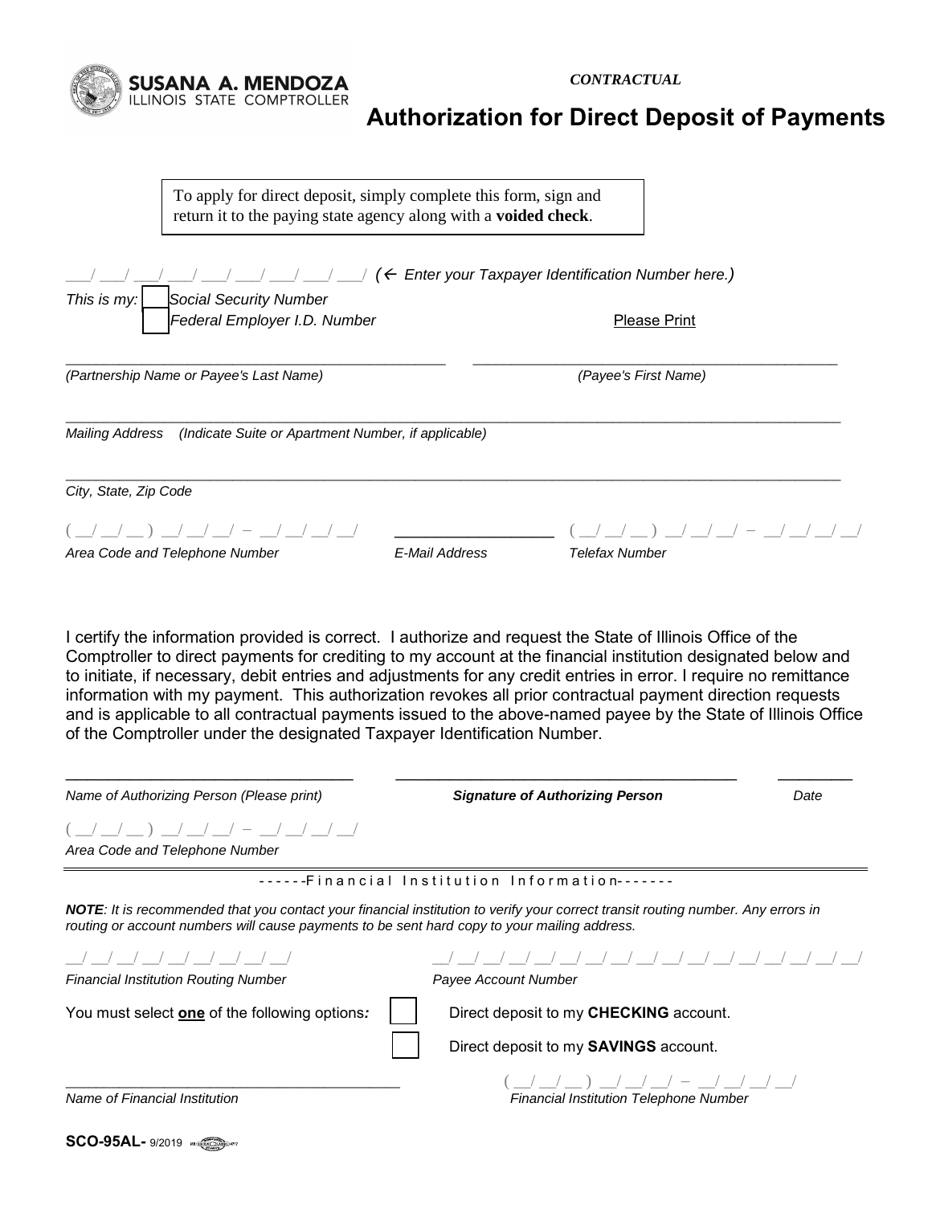**SUSANA A. MENDOZA**
ILLINOIS STATE COMPTROLLER

*CONTRACTUAL*

# Authorization for Direct Deposit of Payments

To apply for direct deposit, simply complete this form, sign and return it to the paying state agency along with a **voided check**.

\_\_/ \_\_/ \_\_/ \_\_/ \_\_/ \_\_/ \_\_/ \_\_/ \_\_/ *(← Enter your Taxpayer Identification Number here.)*

*This is my:* ☐ *Social Security Number*
☐ *Federal Employer I.D. Number*

Please Print

\_\_\_\_\_\_\_\_\_\_\_\_\_\_\_\_\_\_\_\_\_\_\_\_\_\_\_\_\_\_\_\_\_\_\_\_\_\_\_\_ \_\_\_\_\_\_\_\_\_\_\_\_\_\_\_\_\_\_\_\_\_\_\_\_\_\_\_\_\_\_\_\_\_\_\_\_\_\_\_\_
*(Partnership Name or Payee's Last Name)* *(Payee's First Name)*

\_\_\_\_\_\_\_\_\_\_\_\_\_\_\_\_\_\_\_\_\_\_\_\_\_\_\_\_\_\_\_\_\_\_\_\_\_\_\_\_\_\_\_\_\_\_\_\_\_\_\_\_\_\_\_\_\_\_\_\_\_\_\_\_\_\_\_\_\_\_\_\_\_\_\_\_
*Mailing Address (Indicate Suite or Apartment Number, if applicable)*

\_\_\_\_\_\_\_\_\_\_\_\_\_\_\_\_\_\_\_\_\_\_\_\_\_\_\_\_\_\_\_\_\_\_\_\_\_\_\_\_\_\_\_\_\_\_\_\_\_\_\_\_\_\_\_\_\_\_\_\_\_\_\_\_\_\_\_\_\_\_\_\_\_\_\_\_
*City, State, Zip Code*

( \_\_/ \_\_/ \_\_ ) \_\_/ \_\_/ \_\_/ – \_\_/ \_\_/ \_\_/ \_\_/ \_\_\_\_\_\_\_\_\_\_\_\_\_\_\_\_ ( \_\_/ \_\_/ \_\_ ) \_\_/ \_\_/ \_\_/ – \_\_/ \_\_/ \_\_/ \_\_/
*Area Code and Telephone Number* *E-Mail Address* *Telefax Number*

I certify the information provided is correct. I authorize and request the State of Illinois Office of the Comptroller to direct payments for crediting to my account at the financial institution designated below and to initiate, if necessary, debit entries and adjustments for any credit entries in error. I require no remittance information with my payment. This authorization revokes all prior contractual payment direction requests and is applicable to all contractual payments issued to the above-named payee by the State of Illinois Office of the Comptroller under the designated Taxpayer Identification Number.

\_\_\_\_\_\_\_\_\_\_\_\_\_\_\_\_\_\_\_\_\_\_\_\_\_\_\_\_\_\_ \_\_\_\_\_\_\_\_\_\_\_\_\_\_\_\_\_\_\_\_\_\_\_\_\_\_\_\_\_\_\_\_\_\_\_\_ \_\_\_\_\_\_\_\_
*Name of Authorizing Person (Please print)* ***Signature of Authorizing Person*** *Date*

( \_\_/ \_\_/ \_\_ ) \_\_/ \_\_/ \_\_/ – \_\_/ \_\_/ \_\_/ \_\_/
*Area Code and Telephone Number*

------Financial Institution Information-------

***NOTE**: It is recommended that you contact your financial institution to verify your correct transit routing number. Any errors in routing or account numbers will cause payments to be sent hard copy to your mailing address.*

\_\_/ \_\_/ \_\_/ \_\_/ \_\_/ \_\_/ \_\_/ \_\_/ \_\_/ \_\_/ \_\_/ \_\_/ \_\_/ \_\_/ \_\_/ \_\_/ \_\_/ \_\_/ \_\_/ \_\_/ \_\_/ \_\_/ \_\_/ \_\_/ \_\_/ \_\_/
*Financial Institution Routing Number* *Payee Account Number*

You must select **one** of the following options*:*
☐ Direct deposit to my **CHECKING** account.
☐ Direct deposit to my **SAVINGS** account.

\_\_\_\_\_\_\_\_\_\_\_\_\_\_\_\_\_\_\_\_\_\_\_\_\_\_\_\_\_\_\_\_\_\_\_\_ ( \_\_/ \_\_/ \_\_ ) \_\_/ \_\_/ \_\_/ – \_\_/ \_\_/ \_\_/ \_\_/
*Name of Financial Institution* *Financial Institution Telephone Number*

**SCO-95AL-** 9/2019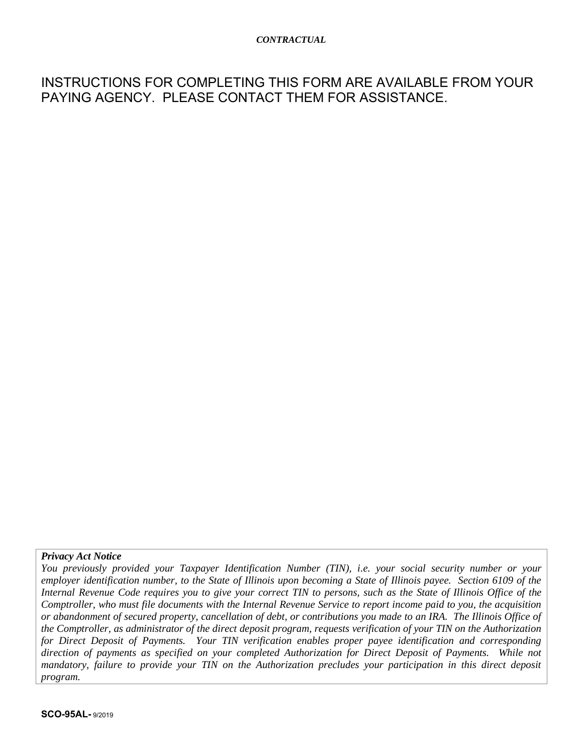*CONTRACTUAL*

INSTRUCTIONS FOR COMPLETING THIS FORM ARE AVAILABLE FROM YOUR PAYING AGENCY. PLEASE CONTACT THEM FOR ASSISTANCE.

***Privacy Act Notice***

*You previously provided your Taxpayer Identification Number (TIN), i.e. your social security number or your employer identification number, to the State of Illinois upon becoming a State of Illinois payee. Section 6109 of the Internal Revenue Code requires you to give your correct TIN to persons, such as the State of Illinois Office of the Comptroller, who must file documents with the Internal Revenue Service to report income paid to you, the acquisition or abandonment of secured property, cancellation of debt, or contributions you made to an IRA. The Illinois Office of the Comptroller, as administrator of the direct deposit program, requests verification of your TIN on the Authorization for Direct Deposit of Payments. Your TIN verification enables proper payee identification and corresponding direction of payments as specified on your completed Authorization for Direct Deposit of Payments. While not mandatory, failure to provide your TIN on the Authorization precludes your participation in this direct deposit program.*

**SCO-95AL-** 9/2019